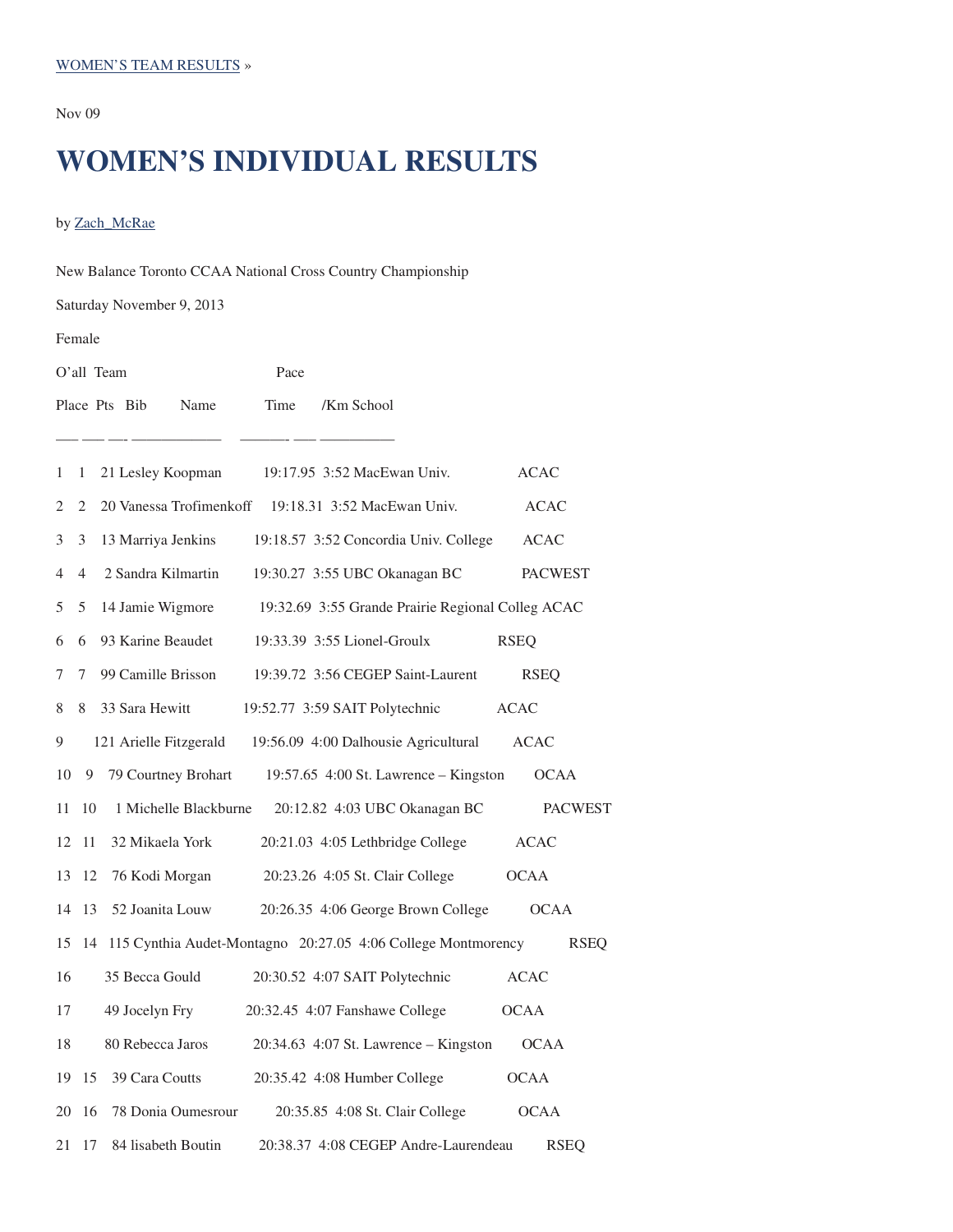WOMEN'S TEAM RESULTS »

Nov 09

# WOMEN'S INDIVIDUAL RESULTS

by Zach_McRae

New Balance Toronto CCAA National Cross Country Championship

Saturday November 9, 2013

Female

| O'all Place | Team Pts | Bib | Name | Time | Pace /Km | School | |
|---|---|---|---|---|---|---|---|
| 1 | 1 | 21 | Lesley Koopman | 19:17.95 | 3:52 | MacEwan Univ. | ACAC |
| 2 | 2 | 20 | Vanessa Trofimenkoff | 19:18.31 | 3:52 | MacEwan Univ. | ACAC |
| 3 | 3 | 13 | Marriya Jenkins | 19:18.57 | 3:52 | Concordia Univ. College | ACAC |
| 4 | 4 | 2 | Sandra Kilmartin | 19:30.27 | 3:55 | UBC Okanagan BC | PACWEST |
| 5 | 5 | 14 | Jamie Wigmore | 19:32.69 | 3:55 | Grande Prairie Regional Colleg | ACAC |
| 6 | 6 | 93 | Karine Beaudet | 19:33.39 | 3:55 | Lionel-Groulx | RSEQ |
| 7 | 7 | 99 | Camille Brisson | 19:39.72 | 3:56 | CEGEP Saint-Laurent | RSEQ |
| 8 | 8 | 33 | Sara Hewitt | 19:52.77 | 3:59 | SAIT Polytechnic | ACAC |
| 9 | | 121 | Arielle Fitzgerald | 19:56.09 | 4:00 | Dalhousie Agricultural | ACAC |
| 10 | 9 | 79 | Courtney Brohart | 19:57.65 | 4:00 | St. Lawrence – Kingston | OCAA |
| 11 | 10 | 1 | Michelle Blackburne | 20:12.82 | 4:03 | UBC Okanagan BC | PACWEST |
| 12 | 11 | 32 | Mikaela York | 20:21.03 | 4:05 | Lethbridge College | ACAC |
| 13 | 12 | 76 | Kodi Morgan | 20:23.26 | 4:05 | St. Clair College | OCAA |
| 14 | 13 | 52 | Joanita Louw | 20:26.35 | 4:06 | George Brown College | OCAA |
| 15 | 14 | 115 | Cynthia Audet-Montagno | 20:27.05 | 4:06 | College Montmorency | RSEQ |
| 16 | | 35 | Becca Gould | 20:30.52 | 4:07 | SAIT Polytechnic | ACAC |
| 17 | | 49 | Jocelyn Fry | 20:32.45 | 4:07 | Fanshawe College | OCAA |
| 18 | | 80 | Rebecca Jaros | 20:34.63 | 4:07 | St. Lawrence – Kingston | OCAA |
| 19 | 15 | 39 | Cara Coutts | 20:35.42 | 4:08 | Humber College | OCAA |
| 20 | 16 | 78 | Donia Oumesrour | 20:35.85 | 4:08 | St. Clair College | OCAA |
| 21 | 17 | 84 | lisabeth Boutin | 20:38.37 | 4:08 | CEGEP Andre-Laurendeau | RSEQ |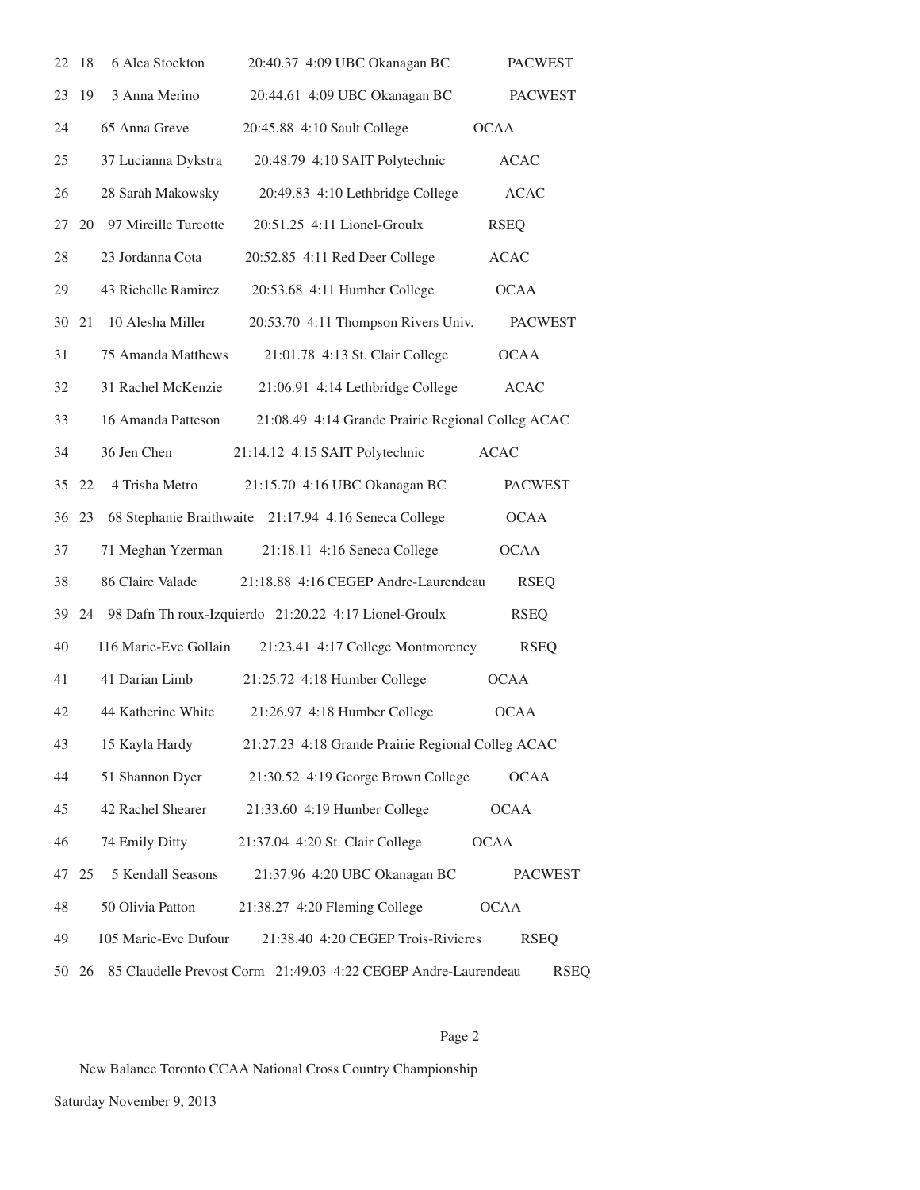| Place | Team Place | Bib | Name | Time | Pace | School | Conference |
|---|---|---|---|---|---|---|---|
| 22 | 18 | 6 | Alea Stockton | 20:40.37 | 4:09 | UBC Okanagan BC | PACWEST |
| 23 | 19 | 3 | Anna Merino | 20:44.61 | 4:09 | UBC Okanagan BC | PACWEST |
| 24 | | 65 | Anna Greve | 20:45.88 | 4:10 | Sault College | OCAA |
| 25 | | 37 | Lucianna Dykstra | 20:48.79 | 4:10 | SAIT Polytechnic | ACAC |
| 26 | | 28 | Sarah Makowsky | 20:49.83 | 4:10 | Lethbridge College | ACAC |
| 27 | 20 | 97 | Mireille Turcotte | 20:51.25 | 4:11 | Lionel-Groulx | RSEQ |
| 28 | | 23 | Jordanna Cota | 20:52.85 | 4:11 | Red Deer College | ACAC |
| 29 | | 43 | Richelle Ramirez | 20:53.68 | 4:11 | Humber College | OCAA |
| 30 | 21 | 10 | Alesha Miller | 20:53.70 | 4:11 | Thompson Rivers Univ. | PACWEST |
| 31 | | 75 | Amanda Matthews | 21:01.78 | 4:13 | St. Clair College | OCAA |
| 32 | | 31 | Rachel McKenzie | 21:06.91 | 4:14 | Lethbridge College | ACAC |
| 33 | | 16 | Amanda Patteson | 21:08.49 | 4:14 | Grande Prairie Regional Colleg | ACAC |
| 34 | | 36 | Jen Chen | 21:14.12 | 4:15 | SAIT Polytechnic | ACAC |
| 35 | 22 | 4 | Trisha Metro | 21:15.70 | 4:16 | UBC Okanagan BC | PACWEST |
| 36 | 23 | 68 | Stephanie Braithwaite | 21:17.94 | 4:16 | Seneca College | OCAA |
| 37 | | 71 | Meghan Yzerman | 21:18.11 | 4:16 | Seneca College | OCAA |
| 38 | | 86 | Claire Valade | 21:18.88 | 4:16 | CEGEP Andre-Laurendeau | RSEQ |
| 39 | 24 | 98 | Dafn Th roux-Izquierdo | 21:20.22 | 4:17 | Lionel-Groulx | RSEQ |
| 40 | | 116 | Marie-Eve Gollain | 21:23.41 | 4:17 | College Montmorency | RSEQ |
| 41 | | 41 | Darian Limb | 21:25.72 | 4:18 | Humber College | OCAA |
| 42 | | 44 | Katherine White | 21:26.97 | 4:18 | Humber College | OCAA |
| 43 | | 15 | Kayla Hardy | 21:27.23 | 4:18 | Grande Prairie Regional Colleg | ACAC |
| 44 | | 51 | Shannon Dyer | 21:30.52 | 4:19 | George Brown College | OCAA |
| 45 | | 42 | Rachel Shearer | 21:33.60 | 4:19 | Humber College | OCAA |
| 46 | | 74 | Emily Ditty | 21:37.04 | 4:20 | St. Clair College | OCAA |
| 47 | 25 | 5 | Kendall Seasons | 21:37.96 | 4:20 | UBC Okanagan BC | PACWEST |
| 48 | | 50 | Olivia Patton | 21:38.27 | 4:20 | Fleming College | OCAA |
| 49 | | 105 | Marie-Eve Dufour | 21:38.40 | 4:20 | CEGEP Trois-Rivieres | RSEQ |
| 50 | 26 | 85 | Claudelle Prevost Corm | 21:49.03 | 4:22 | CEGEP Andre-Laurendeau | RSEQ |

New Balance Toronto CCAA National Cross Country Championship

Saturday November 9, 2013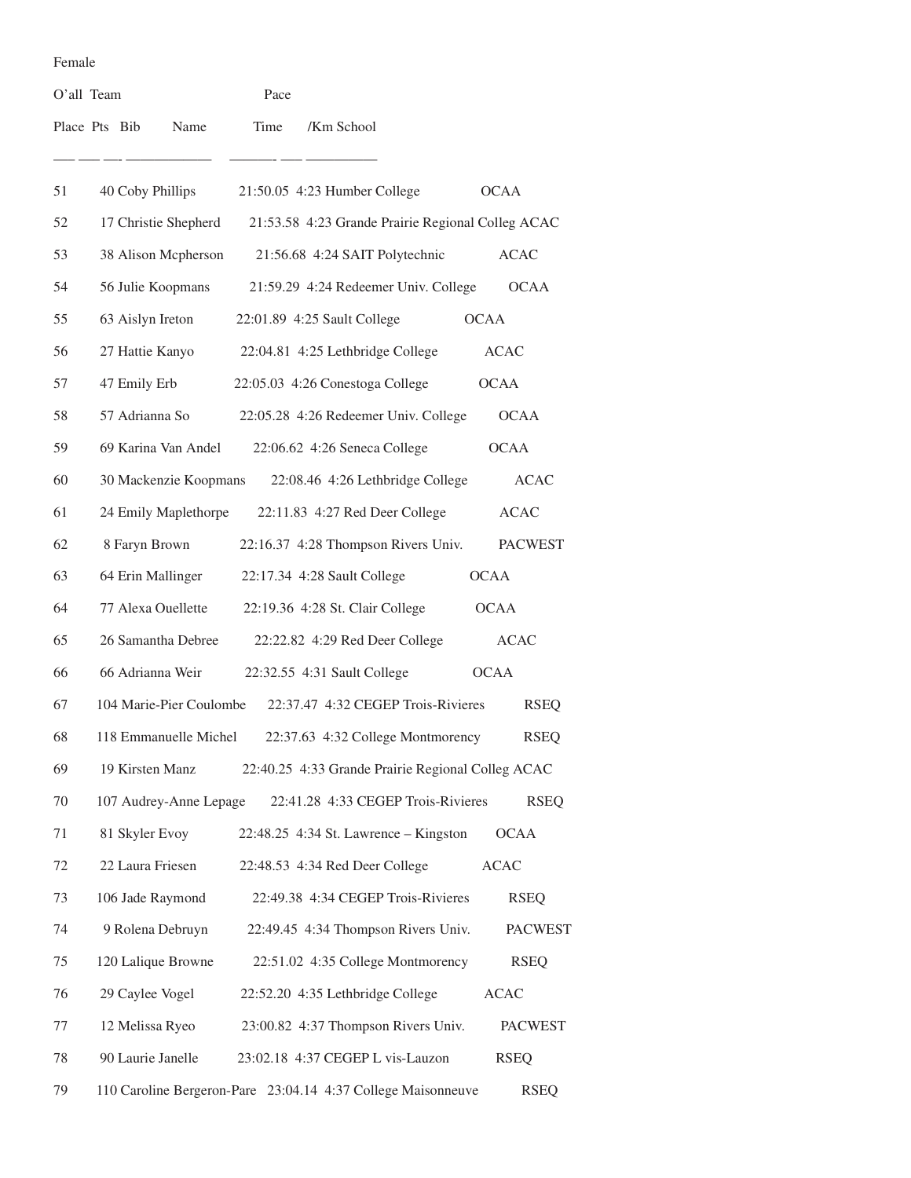Female

| O'all Place | Team Pts | Bib | Name | Time | Pace /Km | School | |
|---|---|---|---|---|---|---|---|
| 51 | | 40 | Coby Phillips | 21:50.05 | 4:23 | Humber College | OCAA |
| 52 | | 17 | Christie Shepherd | 21:53.58 | 4:23 | Grande Prairie Regional Colleg | ACAC |
| 53 | | 38 | Alison Mcpherson | 21:56.68 | 4:24 | SAIT Polytechnic | ACAC |
| 54 | | 56 | Julie Koopmans | 21:59.29 | 4:24 | Redeemer Univ. College | OCAA |
| 55 | | 63 | Aislyn Ireton | 22:01.89 | 4:25 | Sault College | OCAA |
| 56 | | 27 | Hattie Kanyo | 22:04.81 | 4:25 | Lethbridge College | ACAC |
| 57 | | 47 | Emily Erb | 22:05.03 | 4:26 | Conestoga College | OCAA |
| 58 | | 57 | Adrianna So | 22:05.28 | 4:26 | Redeemer Univ. College | OCAA |
| 59 | | 69 | Karina Van Andel | 22:06.62 | 4:26 | Seneca College | OCAA |
| 60 | | 30 | Mackenzie Koopmans | 22:08.46 | 4:26 | Lethbridge College | ACAC |
| 61 | | 24 | Emily Maplethorpe | 22:11.83 | 4:27 | Red Deer College | ACAC |
| 62 | | 8 | Faryn Brown | 22:16.37 | 4:28 | Thompson Rivers Univ. | PACWEST |
| 63 | | 64 | Erin Mallinger | 22:17.34 | 4:28 | Sault College | OCAA |
| 64 | | 77 | Alexa Ouellette | 22:19.36 | 4:28 | St. Clair College | OCAA |
| 65 | | 26 | Samantha Debree | 22:22.82 | 4:29 | Red Deer College | ACAC |
| 66 | | 66 | Adrianna Weir | 22:32.55 | 4:31 | Sault College | OCAA |
| 67 | | 104 | Marie-Pier Coulombe | 22:37.47 | 4:32 | CEGEP Trois-Rivieres | RSEQ |
| 68 | | 118 | Emmanuelle Michel | 22:37.63 | 4:32 | College Montmorency | RSEQ |
| 69 | | 19 | Kirsten Manz | 22:40.25 | 4:33 | Grande Prairie Regional Colleg | ACAC |
| 70 | | 107 | Audrey-Anne Lepage | 22:41.28 | 4:33 | CEGEP Trois-Rivieres | RSEQ |
| 71 | | 81 | Skyler Evoy | 22:48.25 | 4:34 | St. Lawrence – Kingston | OCAA |
| 72 | | 22 | Laura Friesen | 22:48.53 | 4:34 | Red Deer College | ACAC |
| 73 | | 106 | Jade Raymond | 22:49.38 | 4:34 | CEGEP Trois-Rivieres | RSEQ |
| 74 | | 9 | Rolena Debruyn | 22:49.45 | 4:34 | Thompson Rivers Univ. | PACWEST |
| 75 | | 120 | Lalique Browne | 22:51.02 | 4:35 | College Montmorency | RSEQ |
| 76 | | 29 | Caylee Vogel | 22:52.20 | 4:35 | Lethbridge College | ACAC |
| 77 | | 12 | Melissa Ryeo | 23:00.82 | 4:37 | Thompson Rivers Univ. | PACWEST |
| 78 | | 90 | Laurie Janelle | 23:02.18 | 4:37 | CEGEP L vis-Lauzon | RSEQ |
| 79 | | 110 | Caroline Bergeron-Pare | 23:04.14 | 4:37 | College Maisonneuve | RSEQ |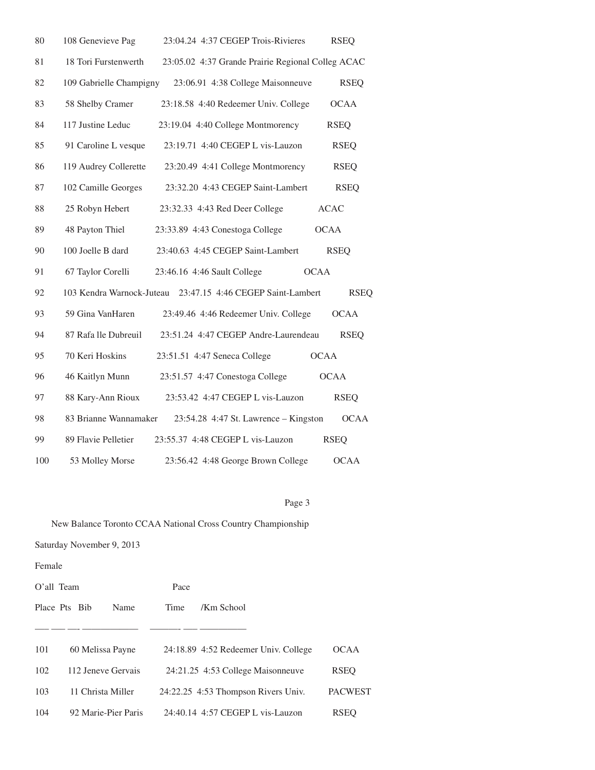80 108 Genevieve Pag 23:04.24 4:37 CEGEP Trois-Rivieres RSEQ

81 18 Tori Furstenwerth 23:05.02 4:37 Grande Prairie Regional Colleg ACAC

82 109 Gabrielle Champigny 23:06.91 4:38 College Maisonneuve RSEQ

83 58 Shelby Cramer 23:18.58 4:40 Redeemer Univ. College OCAA

84 117 Justine Leduc 23:19.04 4:40 College Montmorency RSEQ

85 91 Caroline L vesque 23:19.71 4:40 CEGEP L vis-Lauzon RSEQ

86 119 Audrey Collerette 23:20.49 4:41 College Montmorency RSEQ

87 102 Camille Georges 23:32.20 4:43 CEGEP Saint-Lambert RSEQ

88 25 Robyn Hebert 23:32.33 4:43 Red Deer College ACAC

89 48 Payton Thiel 23:33.89 4:43 Conestoga College OCAA

90 100 Joelle B dard 23:40.63 4:45 CEGEP Saint-Lambert RSEQ

91 67 Taylor Corelli 23:46.16 4:46 Sault College OCAA

92 103 Kendra Warnock-Juteau 23:47.15 4:46 CEGEP Saint-Lambert RSEQ

93 59 Gina VanHaren 23:49.46 4:46 Redeemer Univ. College OCAA

94 87 Rafa lle Dubreuil 23:51.24 4:47 CEGEP Andre-Laurendeau RSEQ

95 70 Keri Hoskins 23:51.51 4:47 Seneca College OCAA

96 46 Kaitlyn Munn 23:51.57 4:47 Conestoga College OCAA

97 88 Kary-Ann Rioux 23:53.42 4:47 CEGEP L vis-Lauzon RSEQ

98 83 Brianne Wannamaker 23:54.28 4:47 St. Lawrence – Kingston OCAA

99 89 Flavie Pelletier 23:55.37 4:48 CEGEP L vis-Lauzon RSEQ

100 53 Molley Morse 23:56.42 4:48 George Brown College OCAA

New Balance Toronto CCAA National Cross Country Championship

Saturday November 9, 2013

Female

O'all Team Pace

Place Pts Bib Name Time /Km School

---- ---- ----- -------------------- ---------- ---- ----------------

101 60 Melissa Payne 24:18.89 4:52 Redeemer Univ. College OCAA

102 112 Jeneve Gervais 24:21.25 4:53 College Maisonneuve RSEQ

103 11 Christa Miller 24:22.25 4:53 Thompson Rivers Univ. PACWEST

104 92 Marie-Pier Paris 24:40.14 4:57 CEGEP L vis-Lauzon RSEQ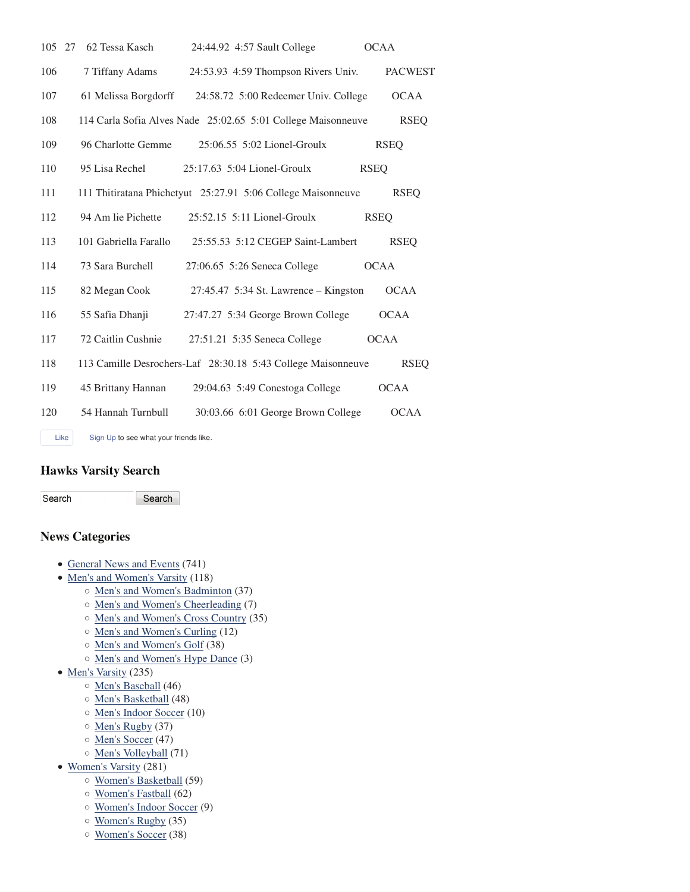| | | | | | | |
|---|---|---|---|---|---|---|
| 105 | 27 | 62 Tessa Kasch | 24:44.92 | 4:57 | Sault College | OCAA |
| 106 | | 7 Tiffany Adams | 24:53.93 | 4:59 | Thompson Rivers Univ. | PACWEST |
| 107 | | 61 Melissa Borgdorff | 24:58.72 | 5:00 | Redeemer Univ. College | OCAA |
| 108 | | 114 Carla Sofia Alves Nade | 25:02.65 | 5:01 | College Maisonneuve | RSEQ |
| 109 | | 96 Charlotte Gemme | 25:06.55 | 5:02 | Lionel-Groulx | RSEQ |
| 110 | | 95 Lisa Rechel | 25:17.63 | 5:04 | Lionel-Groulx | RSEQ |
| 111 | | 111 Thitiratana Phichetyut | 25:27.91 | 5:06 | College Maisonneuve | RSEQ |
| 112 | | 94 Am lie Pichette | 25:52.15 | 5:11 | Lionel-Groulx | RSEQ |
| 113 | | 101 Gabriella Farallo | 25:55.53 | 5:12 | CEGEP Saint-Lambert | RSEQ |
| 114 | | 73 Sara Burchell | 27:06.65 | 5:26 | Seneca College | OCAA |
| 115 | | 82 Megan Cook | 27:45.47 | 5:34 | St. Lawrence – Kingston | OCAA |
| 116 | | 55 Safia Dhanji | 27:47.27 | 5:34 | George Brown College | OCAA |
| 117 | | 72 Caitlin Cushnie | 27:51.21 | 5:35 | Seneca College | OCAA |
| 118 | | 113 Camille Desrochers-Laf | 28:30.18 | 5:43 | College Maisonneuve | RSEQ |
| 119 | | 45 Brittany Hannan | 29:04.63 | 5:49 | Conestoga College | OCAA |
| 120 | | 54 Hannah Turnbull | 30:03.66 | 6:01 | George Brown College | OCAA |

Like Sign Up to see what your friends like.

### Hawks Varsity Search

Search Search

### News Categories

- General News and Events (741)
- Men's and Women's Varsity (118)
  - Men's and Women's Badminton (37)
  - Men's and Women's Cheerleading (7)
  - Men's and Women's Cross Country (35)
  - Men's and Women's Curling (12)
  - Men's and Women's Golf (38)
  - Men's and Women's Hype Dance (3)
- Men's Varsity (235)
  - Men's Baseball (46)
  - Men's Basketball (48)
  - Men's Indoor Soccer (10)
  - Men's Rugby (37)
  - Men's Soccer (47)
  - Men's Volleyball (71)
- Women's Varsity (281)
  - Women's Basketball (59)
  - Women's Fastball (62)
  - Women's Indoor Soccer (9)
  - Women's Rugby (35)
  - Women's Soccer (38)